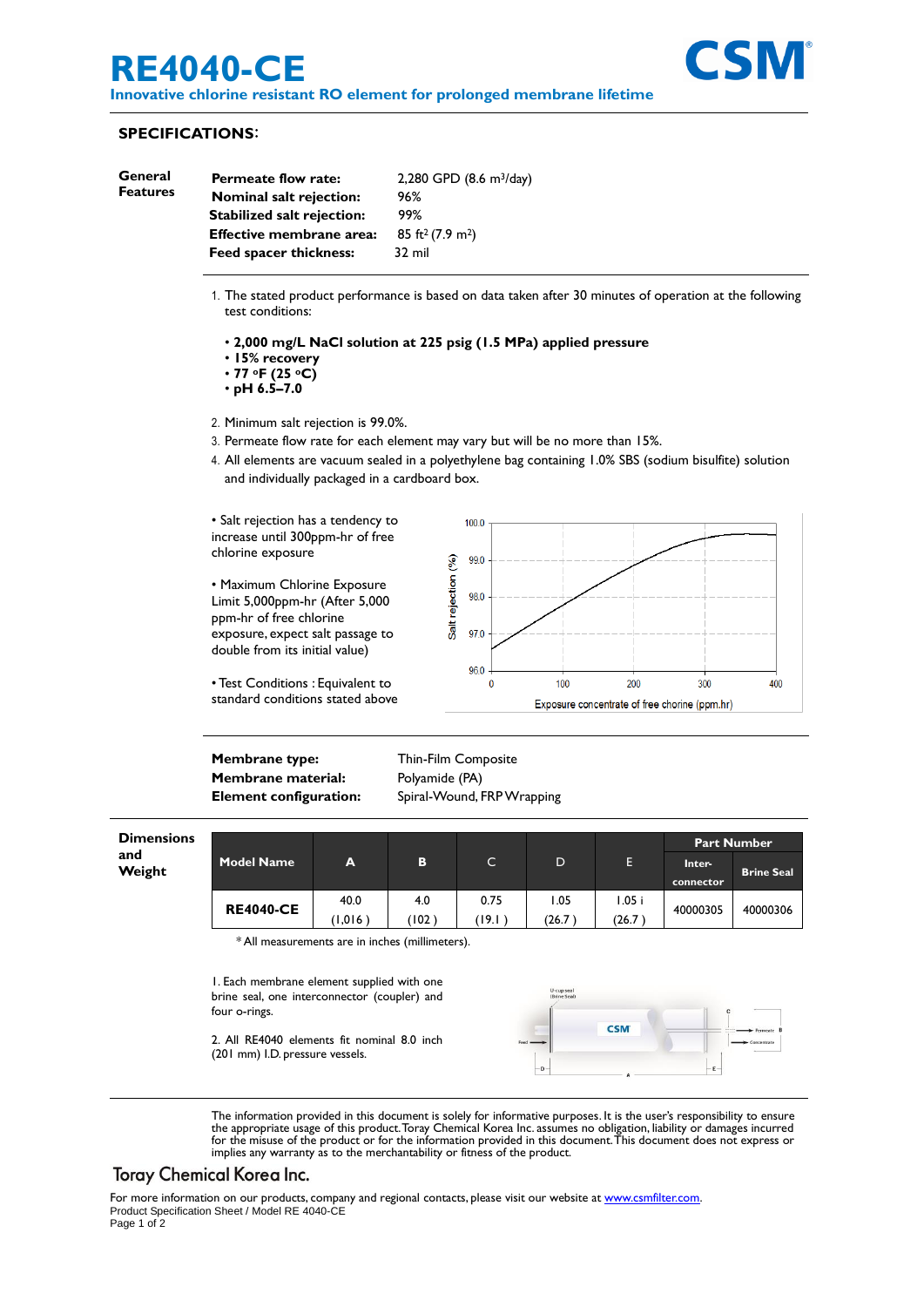# RE4040-CE

**Innovative chlorine resistant RO element for prolonged membrane lifetime**

CSM®

## SPECIFICATIONS:

**General Features**

| | |
|---|---|
| **Permeate flow rate:** | 2,280 GPD (8.6 $m^3$/day) |
| **Nominal salt rejection:** | 96% |
| **Stabilized salt rejection:** | 99% |
| **Effective membrane area:** | 85 $ft^2$ (7.9 $m^2$) |
| **Feed spacer thickness:** | 32 mil |

1. The stated product performance is based on data taken after 30 minutes of operation at the following test conditions:
   - **2,000 mg/L NaCl solution at 225 psig (1.5 MPa) applied pressure**
   - **15% recovery**
   - **77 °F (25 °C)**
   - **pH 6.5–7.0**
2. Minimum salt rejection is 99.0%.
3. Permeate flow rate for each element may vary but will be no more than 15%.
4. All elements are vacuum sealed in a polyethylene bag containing 1.0% SBS (sodium bisulfite) solution and individually packaged in a cardboard box.

- Salt rejection has a tendency to increase until 300ppm-hr of free chlorine exposure
- Maximum Chlorine Exposure Limit 5,000ppm-hr (After 5,000 ppm-hr of free chlorine exposure, expect salt passage to double from its initial value)
- Test Conditions : Equivalent to standard conditions stated above

| | |
|---|---|
| **Membrane type:** | Thin-Film Composite |
| **Membrane material:** | Polyamide (PA) |
| **Element configuration:** | Spiral-Wound, FRP Wrapping |

**Dimensions and Weight**

| Model Name | A | B | C | D | E | Part Number | |
|---|---|---|---|---|---|---|---|
| | | | | | | Inter-connector | Brine Seal |
| **RE4040-CE** | 40.0 (1,016) | 4.0 (102) | 0.75 (19.1) | 1.05 (26.7) | 1.05 i (26.7) | 40000305 | 40000306 |

\* All measurements are in inches (millimeters).

1. Each membrane element supplied with one brine seal, one interconnector (coupler) and four o-rings.

2. All RE4040 elements fit nominal 8.0 inch (201 mm) I.D. pressure vessels.

The information provided in this document is solely for informative purposes. It is the user's responsibility to ensure the appropriate usage of this product. Toray Chemical Korea Inc. assumes no obligation, liability or damages incurred for the misuse of the product or for the information provided in this document. This document does not express or implies any warranty as to the merchantability or fitness of the product.

**Toray Chemical Korea Inc.**

For more information on our products, company and regional contacts, please visit our website at www.csmfilter.com.

Product Specification Sheet / Model RE 4040-CE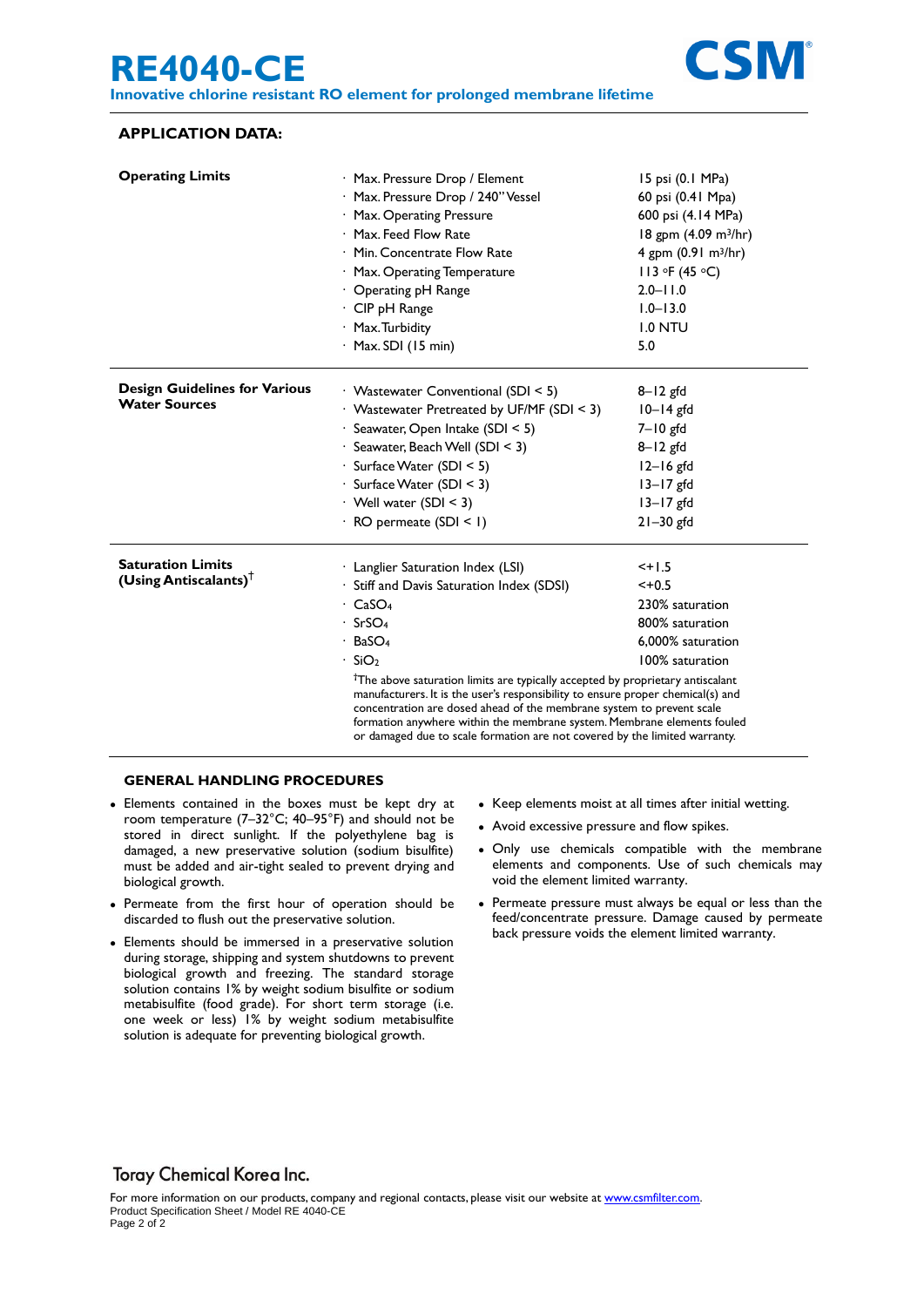# RE4040-CE

**Innovative chlorine resistant RO element for prolonged membrane lifetime**

CSM

## APPLICATION DATA:

| | | |
|---|---|---|
| **Operating Limits** | · Max. Pressure Drop / Element | 15 psi (0.1 MPa) |
| | · Max. Pressure Drop / 240" Vessel | 60 psi (0.41 Mpa) |
| | · Max. Operating Pressure | 600 psi (4.14 MPa) |
| | · Max. Feed Flow Rate | 18 gpm (4.09 $m^3$/hr) |
| | · Min. Concentrate Flow Rate | 4 gpm (0.91 $m^3$/hr) |
| | · Max. Operating Temperature | 113 °F (45 °C) |
| | · Operating pH Range | 2.0–11.0 |
| | · CIP pH Range | 1.0–13.0 |
| | · Max. Turbidity | 1.0 NTU |
| | · Max. SDI (15 min) | 5.0 |
| **Design Guidelines for Various Water Sources** | · Wastewater Conventional (SDI < 5) | 8–12 gfd |
| | · Wastewater Pretreated by UF/MF (SDI < 3) | 10–14 gfd |
| | · Seawater, Open Intake (SDI < 5) | 7–10 gfd |
| | · Seawater, Beach Well (SDI < 3) | 8–12 gfd |
| | · Surface Water (SDI < 5) | 12–16 gfd |
| | · Surface Water (SDI < 3) | 13–17 gfd |
| | · Well water (SDI < 3) | 13–17 gfd |
| | · RO permeate (SDI < 1) | 21–30 gfd |
| **Saturation Limits (Using Antiscalants)**† | · Langlier Saturation Index (LSI) | <+1.5 |
| | · Stiff and Davis Saturation Index (SDSI) | <+0.5 |
| | · $CaSO_4$ | 230% saturation |
| | · $SrSO_4$ | 800% saturation |
| | · $BaSO_4$ | 6,000% saturation |
| | · $SiO_2$ | 100% saturation |

†The above saturation limits are typically accepted by proprietary antiscalant manufacturers. It is the user's responsibility to ensure proper chemical(s) and concentration are dosed ahead of the membrane system to prevent scale formation anywhere within the membrane system. Membrane elements fouled or damaged due to scale formation are not covered by the limited warranty.

### GENERAL HANDLING PROCEDURES

- Elements contained in the boxes must be kept dry at room temperature (7–32°C; 40–95°F) and should not be stored in direct sunlight. If the polyethylene bag is damaged, a new preservative solution (sodium bisulfite) must be added and air-tight sealed to prevent drying and biological growth.
- Permeate from the first hour of operation should be discarded to flush out the preservative solution.
- Elements should be immersed in a preservative solution during storage, shipping and system shutdowns to prevent biological growth and freezing. The standard storage solution contains 1% by weight sodium bisulfite or sodium metabisulfite (food grade). For short term storage (i.e. one week or less) 1% by weight sodium metabisulfite solution is adequate for preventing biological growth.
- Keep elements moist at all times after initial wetting.
- Avoid excessive pressure and flow spikes.
- Only use chemicals compatible with the membrane elements and components. Use of such chemicals may void the element limited warranty.
- Permeate pressure must always be equal or less than the feed/concentrate pressure. Damage caused by permeate back pressure voids the element limited warranty.

Toray Chemical Korea Inc.

For more information on our products, company and regional contacts, please visit our website at www.csmfilter.com.
Product Specification Sheet / Model RE 4040-CE